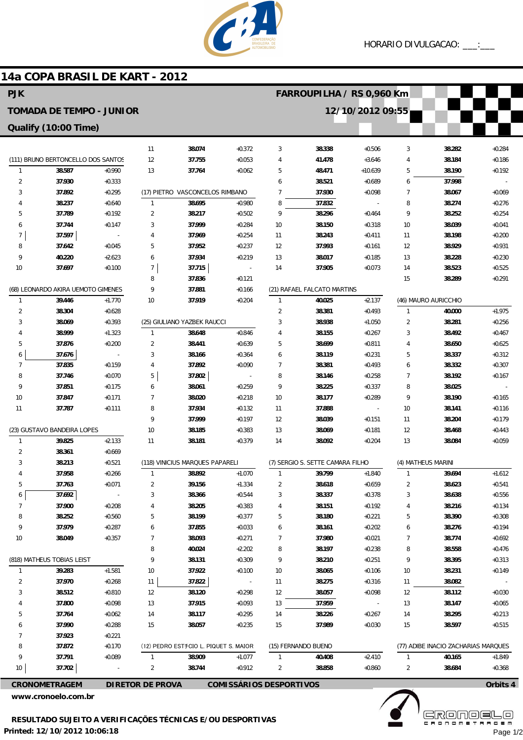HORARIO DIVULGACAO: ___:___

# 14a COPA BRASIL DE KART - 2012

**PJK** — **FARROUPILHA / RS 0,960 Km**

**TOMADA DE TEMPO - JUNIOR** — **12/10/2012 09:55**

**Qualify (10:00 Time)**

### (111) BRUNO BERTONCELLO DOS SANTOS

| Lap | Time | Diff |
|---|---|---|
| 1 | 38.587 | +0.990 |
| 2 | 37.930 | +0.333 |
| 3 | 37.892 | +0.295 |
| 4 | 38.237 | +0.640 |
| 5 | 37.789 | +0.192 |
| 6 | 37.744 | +0.147 |
| 7 | 37.597 | - |
| 8 | 37.642 | +0.045 |
| 9 | 40.220 | +2.623 |
| 10 | 37.697 | +0.100 |

### (68) LEONARDO AKIRA UEMOTO GIMENES

| Lap | Time | Diff |
|---|---|---|
| 1 | 39.446 | +1.770 |
| 2 | 38.304 | +0.628 |
| 3 | 38.069 | +0.393 |
| 4 | 38.999 | +1.323 |
| 5 | 37.876 | +0.200 |
| 6 | 37.676 | - |
| 7 | 37.835 | +0.159 |
| 8 | 37.746 | +0.070 |
| 9 | 37.851 | +0.175 |
| 10 | 37.847 | +0.171 |
| 11 | 37.787 | +0.111 |

### (23) GUSTAVO BANDEIRA LOPES

| Lap | Time | Diff |
|---|---|---|
| 1 | 39.825 | +2.133 |
| 2 | 38.361 | +0.669 |
| 3 | 38.213 | +0.521 |
| 4 | 37.958 | +0.266 |
| 5 | 37.763 | +0.071 |
| 6 | 37.692 | - |
| 7 | 37.900 | +0.208 |
| 8 | 38.252 | +0.560 |
| 9 | 37.979 | +0.287 |
| 10 | 38.049 | +0.357 |

### (818) MATHEUS TOBIAS LEIST

| Lap | Time | Diff |
|---|---|---|
| 1 | 39.283 | +1.581 |
| 2 | 37.970 | +0.268 |
| 3 | 38.512 | +0.810 |
| 4 | 37.800 | +0.098 |
| 5 | 37.764 | +0.062 |
| 6 | 37.990 | +0.288 |
| 7 | 37.923 | +0.221 |
| 8 | 37.872 | +0.170 |
| 9 | 37.791 | +0.089 |
| 10 | 37.702 | - |
| 11 | 38.074 | +0.372 |
| 12 | 37.755 | +0.053 |
| 13 | 37.764 | +0.062 |

### (17) PIETRO VASCONCELOS RIMBANO

| Lap | Time | Diff |
|---|---|---|
| 1 | 38.695 | +0.980 |
| 2 | 38.217 | +0.502 |
| 3 | 37.999 | +0.284 |
| 4 | 37.969 | +0.254 |
| 5 | 37.952 | +0.237 |
| 6 | 37.934 | +0.219 |
| 7 | 37.715 | - |
| 8 | 37.836 | +0.121 |
| 9 | 37.881 | +0.166 |
| 10 | 37.919 | +0.204 |

### (25) GIULIANO YAZBEK RAUCCI

| Lap | Time | Diff |
|---|---|---|
| 1 | 38.648 | +0.846 |
| 2 | 38.441 | +0.639 |
| 3 | 38.166 | +0.364 |
| 4 | 37.892 | +0.090 |
| 5 | 37.802 | - |
| 6 | 38.061 | +0.259 |
| 7 | 38.020 | +0.218 |
| 8 | 37.934 | +0.132 |
| 9 | 37.999 | +0.197 |
| 10 | 38.185 | +0.383 |
| 11 | 38.181 | +0.379 |

### (118) VINICIUS MARQUES PAPARELI

| Lap | Time | Diff |
|---|---|---|
| 1 | 38.892 | +1.070 |
| 2 | 39.156 | +1.334 |
| 3 | 38.366 | +0.544 |
| 4 | 38.205 | +0.383 |
| 5 | 38.199 | +0.377 |
| 6 | 37.855 | +0.033 |
| 7 | 38.093 | +0.271 |
| 8 | 40.024 | +2.202 |
| 9 | 38.131 | +0.309 |
| 10 | 37.922 | +0.100 |
| 11 | 37.822 | - |
| 12 | 38.120 | +0.298 |
| 13 | 37.915 | +0.093 |
| 14 | 38.117 | +0.295 |
| 15 | 38.057 | +0.235 |

### (12) PEDRO ESTÁCIO L. PIQUET S. MAIOR

| Lap | Time | Diff |
|---|---|---|
| 1 | 38.909 | +1.077 |
| 2 | 38.744 | +0.912 |
| 3 | 38.338 | +0.506 |
| 4 | 41.478 | +3.646 |
| 5 | 48.471 | +10.639 |
| 6 | 38.521 | +0.689 |
| 7 | 37.930 | +0.098 |
| 8 | 37.832 | - |
| 9 | 38.296 | +0.464 |
| 10 | 38.150 | +0.318 |
| 11 | 38.243 | +0.411 |
| 12 | 37.993 | +0.161 |
| 13 | 38.017 | +0.185 |
| 14 | 37.905 | +0.073 |

### (21) RAFAEL FALCATO MARTINS

| Lap | Time | Diff |
|---|---|---|
| 1 | 40.025 | +2.137 |
| 2 | 38.381 | +0.493 |
| 3 | 38.938 | +1.050 |
| 4 | 38.155 | +0.267 |
| 5 | 38.699 | +0.811 |
| 6 | 38.119 | +0.231 |
| 7 | 38.381 | +0.493 |
| 8 | 38.146 | +0.258 |
| 9 | 38.225 | +0.337 |
| 10 | 38.177 | +0.289 |
| 11 | 37.888 | - |
| 12 | 38.039 | +0.151 |
| 13 | 38.069 | +0.181 |
| 14 | 38.092 | +0.204 |

### (7) SERGIO S. SETTE CAMARA FILHO

| Lap | Time | Diff |
|---|---|---|
| 1 | 39.799 | +1.840 |
| 2 | 38.618 | +0.659 |
| 3 | 38.337 | +0.378 |
| 4 | 38.151 | +0.192 |
| 5 | 38.180 | +0.221 |
| 6 | 38.161 | +0.202 |
| 7 | 37.980 | +0.021 |
| 8 | 38.197 | +0.238 |
| 9 | 38.210 | +0.251 |
| 10 | 38.065 | +0.106 |
| 11 | 38.275 | +0.316 |
| 12 | 38.057 | +0.098 |
| 13 | 37.959 | - |
| 14 | 38.226 | +0.267 |
| 15 | 37.989 | +0.030 |

### (15) FERNANDO BUENO

| Lap | Time | Diff |
|---|---|---|
| 1 | 40.408 | +2.410 |
| 2 | 38.858 | +0.860 |
| 3 | 38.282 | +0.284 |
| 4 | 38.184 | +0.186 |
| 5 | 38.190 | +0.192 |
| 6 | 37.998 | - |
| 7 | 38.067 | +0.069 |
| 8 | 38.274 | +0.276 |
| 9 | 38.252 | +0.254 |
| 10 | 38.039 | +0.041 |
| 11 | 38.198 | +0.200 |
| 12 | 38.929 | +0.931 |
| 13 | 38.228 | +0.230 |
| 14 | 38.523 | +0.525 |
| 15 | 38.289 | +0.291 |

### (46) MAURO AURICCHIO

| Lap | Time | Diff |
|---|---|---|
| 1 | 40.000 | +1.975 |
| 2 | 38.281 | +0.256 |
| 3 | 38.492 | +0.467 |
| 4 | 38.650 | +0.625 |
| 5 | 38.337 | +0.312 |
| 6 | 38.332 | +0.307 |
| 7 | 38.192 | +0.167 |
| 8 | 38.025 | - |
| 9 | 38.190 | +0.165 |
| 10 | 38.141 | +0.116 |
| 11 | 38.204 | +0.179 |
| 12 | 38.468 | +0.443 |
| 13 | 38.084 | +0.059 |

### (4) MATHEUS MARINI

| Lap | Time | Diff |
|---|---|---|
| 1 | 39.694 | +1.612 |
| 2 | 38.623 | +0.541 |
| 3 | 38.638 | +0.556 |
| 4 | 38.216 | +0.134 |
| 5 | 38.390 | +0.308 |
| 6 | 38.276 | +0.194 |
| 7 | 38.774 | +0.692 |
| 8 | 38.558 | +0.476 |
| 9 | 38.395 | +0.313 |
| 10 | 38.231 | +0.149 |
| 11 | 38.082 | - |
| 12 | 38.112 | +0.030 |
| 13 | 38.147 | +0.065 |
| 14 | 38.295 | +0.213 |
| 15 | 38.597 | +0.515 |

### (77) ADIBE INACIO ZACHARIAS MARQUES

| Lap | Time | Diff |
|---|---|---|
| 1 | 40.165 | +1.849 |
| 2 | 38.684 | +0.368 |

**CRONOMETRAGEM** **DIRETOR DE PROVA** **COMISSÁRIOS DESPORTIVOS** **Orbits 4**

www.cronoelo.com.br

**RESULTADO SUJEITO A VERIFICAÇÕES TÉCNICAS E/OU DESPORTIVAS**

**Printed: 12/10/2012 10:06:18**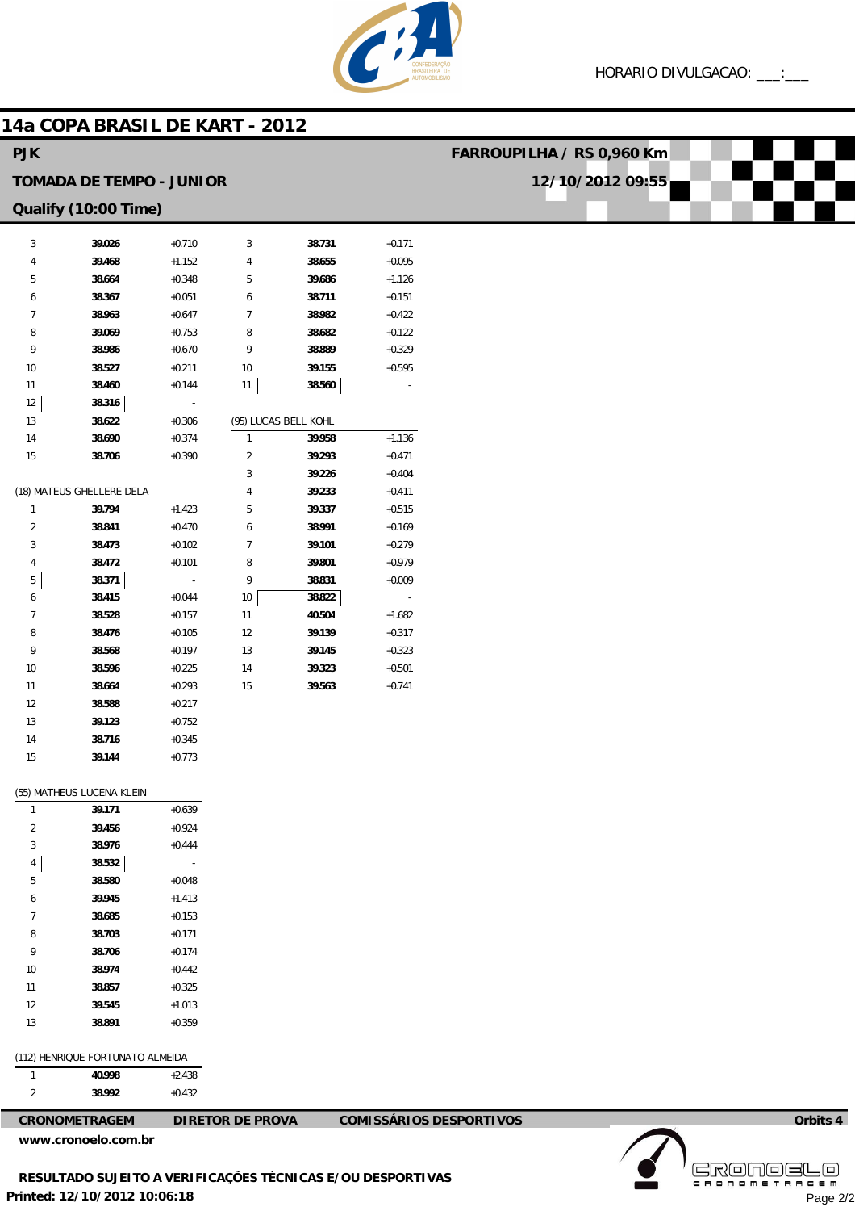# 14a COPA BRASIL DE KART - 2012

**PJK** — **FARROUPILHA / RS 0,960 Km**

**TOMADA DE TEMPO - JUNIOR** — **12/10/2012 09:55**

**Qualify (10:00 Time)**

HORARIO DIVULGACAO: ___:___

| | | |
|---|---|---|
| 3 | 39.026 | +0.710 |
| 4 | 39.468 | +1.152 |
| 5 | 38.664 | +0.348 |
| 6 | 38.367 | +0.051 |
| 7 | 38.963 | +0.647 |
| 8 | 39.069 | +0.753 |
| 9 | 38.986 | +0.670 |
| 10 | 38.527 | +0.211 |
| 11 | 38.460 | +0.144 |
| 12 | 38.316 | - |
| 13 | 38.622 | +0.306 |
| 14 | 38.690 | +0.374 |
| 15 | 38.706 | +0.390 |

(18) MATEUS GHELLERE DELA

| | | |
|---|---|---|
| 1 | 39.794 | +1.423 |
| 2 | 38.841 | +0.470 |
| 3 | 38.473 | +0.102 |
| 4 | 38.472 | +0.101 |
| 5 | 38.371 | - |
| 6 | 38.415 | +0.044 |
| 7 | 38.528 | +0.157 |
| 8 | 38.476 | +0.105 |
| 9 | 38.568 | +0.197 |
| 10 | 38.596 | +0.225 |
| 11 | 38.664 | +0.293 |
| 12 | 38.588 | +0.217 |
| 13 | 39.123 | +0.752 |
| 14 | 38.716 | +0.345 |
| 15 | 39.144 | +0.773 |

(55) MATHEUS LUCENA KLEIN

| | | |
|---|---|---|
| 1 | 39.171 | +0.639 |
| 2 | 39.456 | +0.924 |
| 3 | 38.976 | +0.444 |
| 4 | 38.532 | - |
| 5 | 38.580 | +0.048 |
| 6 | 39.945 | +1.413 |
| 7 | 38.685 | +0.153 |
| 8 | 38.703 | +0.171 |
| 9 | 38.706 | +0.174 |
| 10 | 38.974 | +0.442 |
| 11 | 38.857 | +0.325 |
| 12 | 39.545 | +1.013 |
| 13 | 38.891 | +0.359 |

(112) HENRIQUE FORTUNATO ALMEIDA

| | | |
|---|---|---|
| 1 | 40.998 | +2.438 |
| 2 | 38.992 | +0.432 |

| | | |
|---|---|---|
| 3 | 38.731 | +0.171 |
| 4 | 38.655 | +0.095 |
| 5 | 39.686 | +1.126 |
| 6 | 38.711 | +0.151 |
| 7 | 38.982 | +0.422 |
| 8 | 38.682 | +0.122 |
| 9 | 38.889 | +0.329 |
| 10 | 39.155 | +0.595 |
| 11 | 38.560 | - |

(95) LUCAS BELL KOHL

| | | |
|---|---|---|
| 1 | 39.958 | +1.136 |
| 2 | 39.293 | +0.471 |
| 3 | 39.226 | +0.404 |
| 4 | 39.233 | +0.411 |
| 5 | 39.337 | +0.515 |
| 6 | 38.991 | +0.169 |
| 7 | 39.101 | +0.279 |
| 8 | 39.801 | +0.979 |
| 9 | 38.831 | +0.009 |
| 10 | 38.822 | - |
| 11 | 40.504 | +1.682 |
| 12 | 39.139 | +0.317 |
| 13 | 39.145 | +0.323 |
| 14 | 39.323 | +0.501 |
| 15 | 39.563 | +0.741 |

**CRONOMETRAGEM** **DIRETOR DE PROVA** **COMISSÁRIOS DESPORTIVOS** **Orbits 4**

**www.cronoelo.com.br**

**RESULTADO SUJEITO A VERIFICAÇÕES TÉCNICAS E/OU DESPORTIVAS**

**Printed: 12/10/2012 10:06:18**